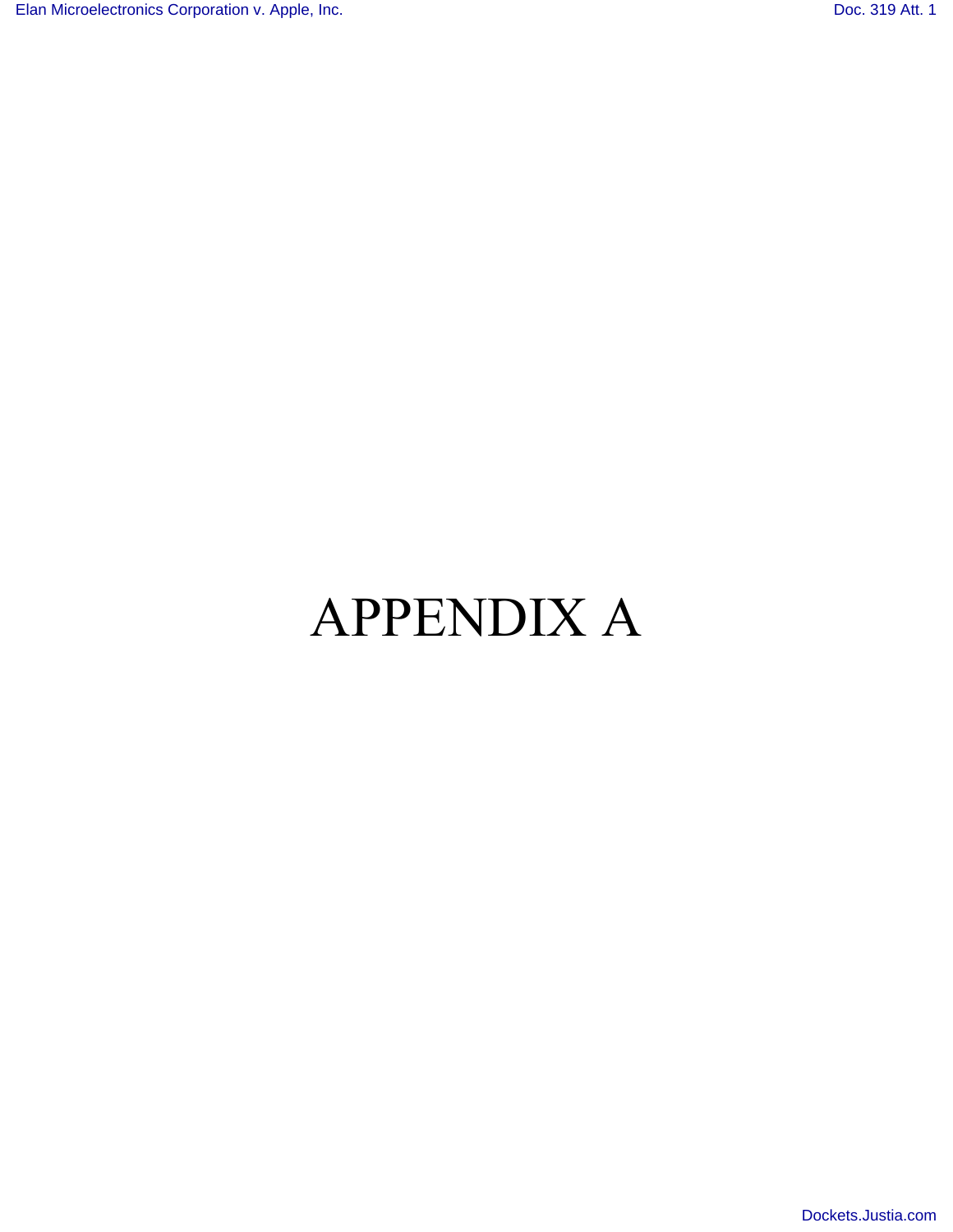# APPENDIX A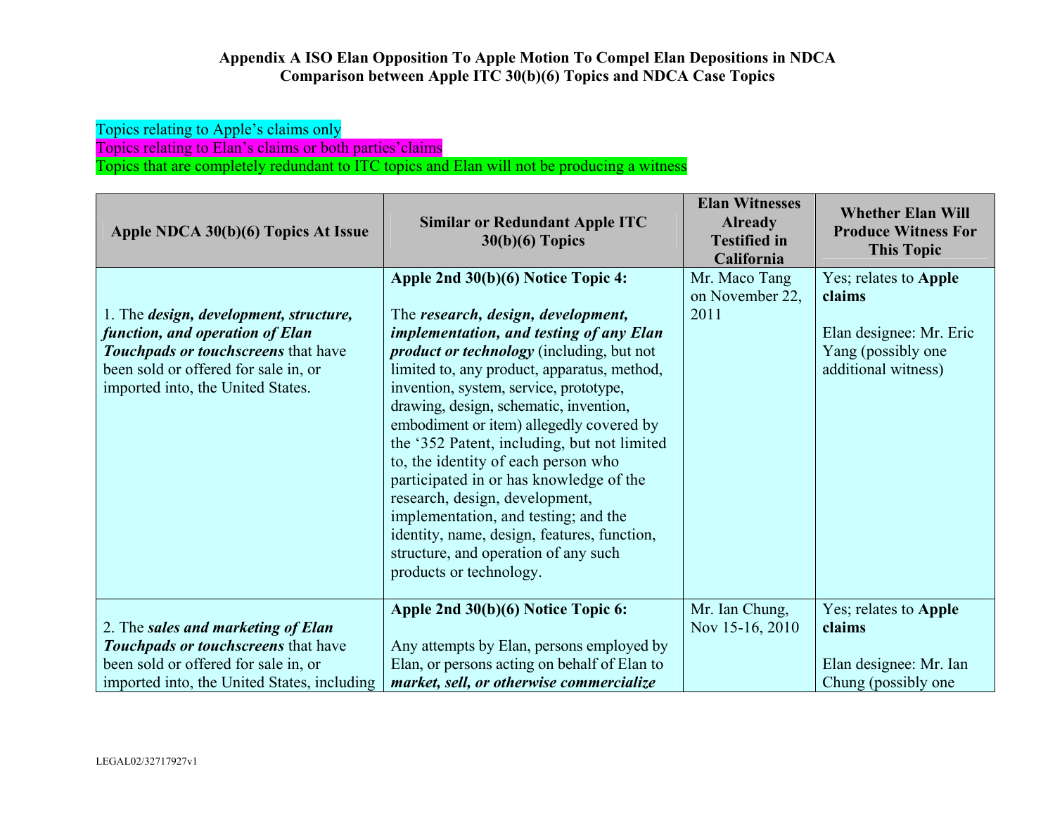**Appendix A ISO Elan Opposition To Apple Motion To Compel Elan Depositions in NDCA**
**Comparison between Apple ITC 30(b)(6) Topics and NDCA Case Topics**

Topics relating to Apple's claims only
Topics relating to Elan's claims or both parties'claims
Topics that are completely redundant to ITC topics and Elan will not be producing a witness

| Apple NDCA 30(b)(6) Topics At Issue | Similar or Redundant Apple ITC 30(b)(6) Topics | Elan Witnesses Already Testified in California | Whether Elan Will Produce Witness For This Topic |
|---|---|---|---|
| 1. The ***design, development, structure, function, and operation of Elan Touchpads or touchscreens*** that have been sold or offered for sale in, or imported into, the United States. | **Apple 2nd 30(b)(6) Notice Topic 4:** The ***research, design, development, implementation, and testing of any Elan product or technology*** (including, but not limited to, any product, apparatus, method, invention, system, service, prototype, drawing, design, schematic, invention, embodiment or item) allegedly covered by the '352 Patent, including, but not limited to, the identity of each person who participated in or has knowledge of the research, design, development, implementation, and testing; and the identity, name, design, features, function, structure, and operation of any such products or technology. | Mr. Maco Tang on November 22, 2011 | Yes; relates to **Apple claims** Elan designee: Mr. Eric Yang (possibly one additional witness) |
| 2. The ***sales and marketing of Elan Touchpads or touchscreens*** that have been sold or offered for sale in, or imported into, the United States, including | **Apple 2nd 30(b)(6) Notice Topic 6:** Any attempts by Elan, persons employed by Elan, or persons acting on behalf of Elan to ***market, sell, or otherwise commercialize*** | Mr. Ian Chung, Nov 15-16, 2010 | Yes; relates to **Apple claims** Elan designee: Mr. Ian Chung (possibly one |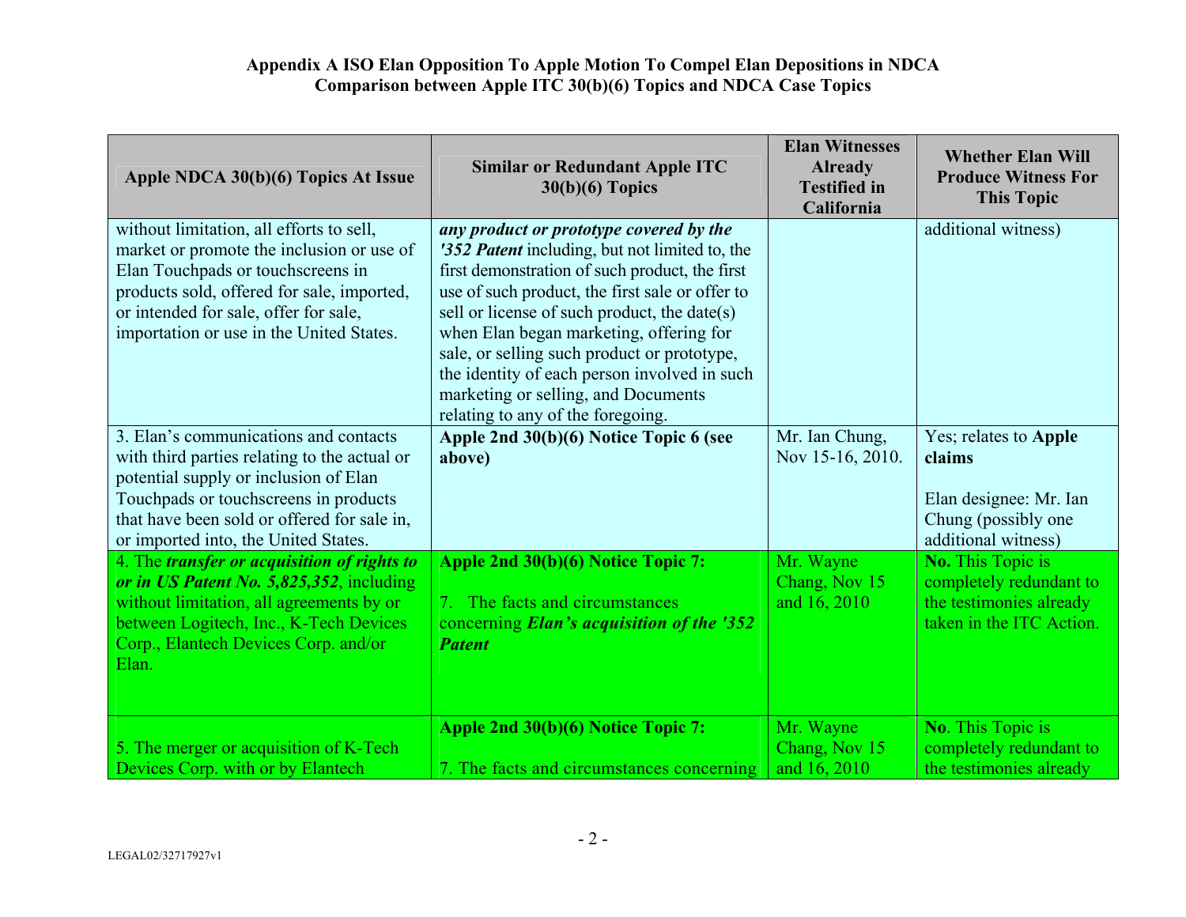**Appendix A ISO Elan Opposition To Apple Motion To Compel Elan Depositions in NDCA**
**Comparison between Apple ITC 30(b)(6) Topics and NDCA Case Topics**

| Apple NDCA 30(b)(6) Topics At Issue | Similar or Redundant Apple ITC 30(b)(6) Topics | Elan Witnesses Already Testified in California | Whether Elan Will Produce Witness For This Topic |
|---|---|---|---|
| without limitation, all efforts to sell, market or promote the inclusion or use of Elan Touchpads or touchscreens in products sold, offered for sale, imported, or intended for sale, offer for sale, importation or use in the United States. | ***any product or prototype covered by the '352 Patent*** including, but not limited to, the first demonstration of such product, the first use of such product, the first sale or offer to sell or license of such product, the date(s) when Elan began marketing, offering for sale, or selling such product or prototype, the identity of each person involved in such marketing or selling, and Documents relating to any of the foregoing. | | additional witness) |
| 3. Elan's communications and contacts with third parties relating to the actual or potential supply or inclusion of Elan Touchpads or touchscreens in products that have been sold or offered for sale in, or imported into, the United States. | **Apple 2nd 30(b)(6) Notice Topic 6 (see above)** | Mr. Ian Chung, Nov 15-16, 2010. | Yes; relates to **Apple claims**<br><br>Elan designee: Mr. Ian Chung (possibly one additional witness) |
| 4. The ***transfer or acquisition of rights to or in US Patent No. 5,825,352***, including without limitation, all agreements by or between Logitech, Inc., K-Tech Devices Corp., Elantech Devices Corp. and/or Elan. | **Apple 2nd 30(b)(6) Notice Topic 7:**<br><br>7. The facts and circumstances concerning ***Elan's acquisition of the '352 Patent*** | Mr. Wayne Chang, Nov 15 and 16, 2010 | **No.** This Topic is completely redundant to the testimonies already taken in the ITC Action. |
| 5. The merger or acquisition of K-Tech Devices Corp. with or by Elantech | **Apple 2nd 30(b)(6) Notice Topic 7:**<br><br>7. The facts and circumstances concerning | Mr. Wayne Chang, Nov 15 and 16, 2010 | **No**. This Topic is completely redundant to the testimonies already |

LEGAL02/32717927v1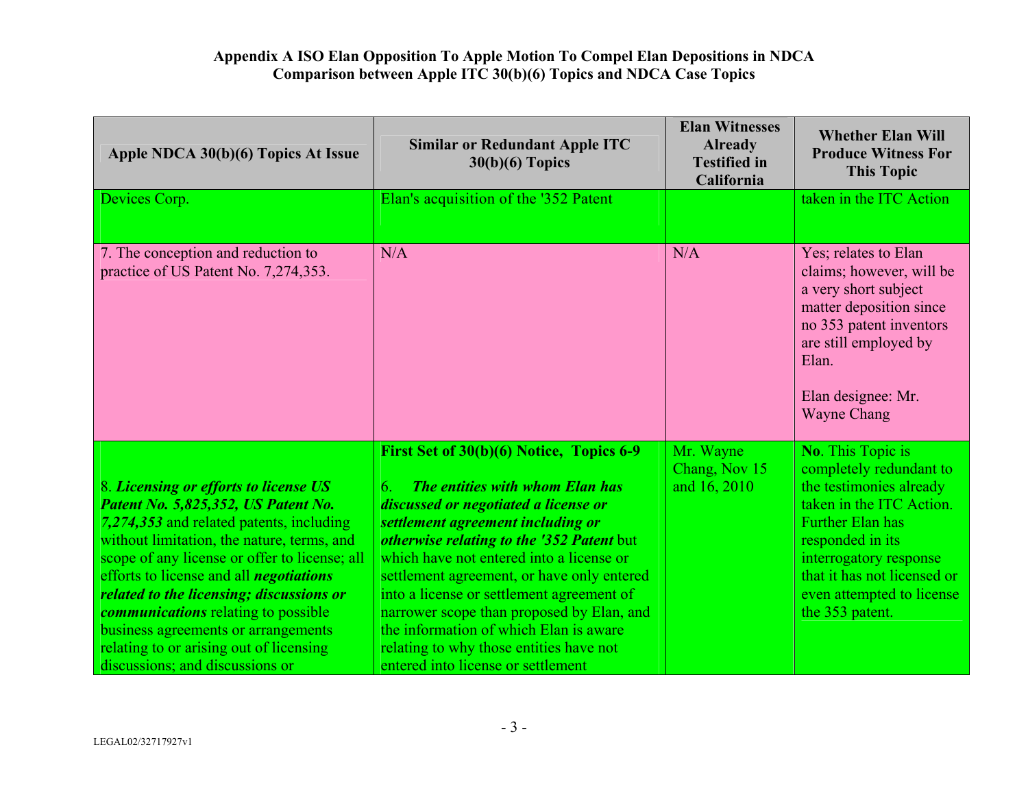**Appendix A ISO Elan Opposition To Apple Motion To Compel Elan Depositions in NDCA**
**Comparison between Apple ITC 30(b)(6) Topics and NDCA Case Topics**

| Apple NDCA 30(b)(6) Topics At Issue | Similar or Redundant Apple ITC 30(b)(6) Topics | Elan Witnesses Already Testified in California | Whether Elan Will Produce Witness For This Topic |
|---|---|---|---|
| Devices Corp. | Elan's acquisition of the '352 Patent | | taken in the ITC Action |
| 7. The conception and reduction to practice of US Patent No. 7,274,353. | N/A | N/A | Yes; relates to Elan claims; however, will be a very short subject matter deposition since no 353 patent inventors are still employed by Elan.<br><br>Elan designee: Mr. Wayne Chang |
| 8. ***Licensing or efforts to license US Patent No. 5,825,352, US Patent No. 7,274,353*** and related patents, including without limitation, the nature, terms, and scope of any license or offer to license; all efforts to license and all ***negotiations related to the licensing; discussions or communications*** relating to possible business agreements or arrangements relating to or arising out of licensing discussions; and discussions or | **First Set of 30(b)(6) Notice, Topics 6-9**<br><br>6. ***The entities with whom Elan has discussed or negotiated a license or settlement agreement including or otherwise relating to the '352 Patent*** but which have not entered into a license or settlement agreement, or have only entered into a license or settlement agreement of narrower scope than proposed by Elan, and the information of which Elan is aware relating to why those entities have not entered into license or settlement | Mr. Wayne Chang, Nov 15 and 16, 2010 | **No**. This Topic is completely redundant to the testimonies already taken in the ITC Action. Further Elan has responded in its interrogatory response that it has not licensed or even attempted to license the 353 patent. |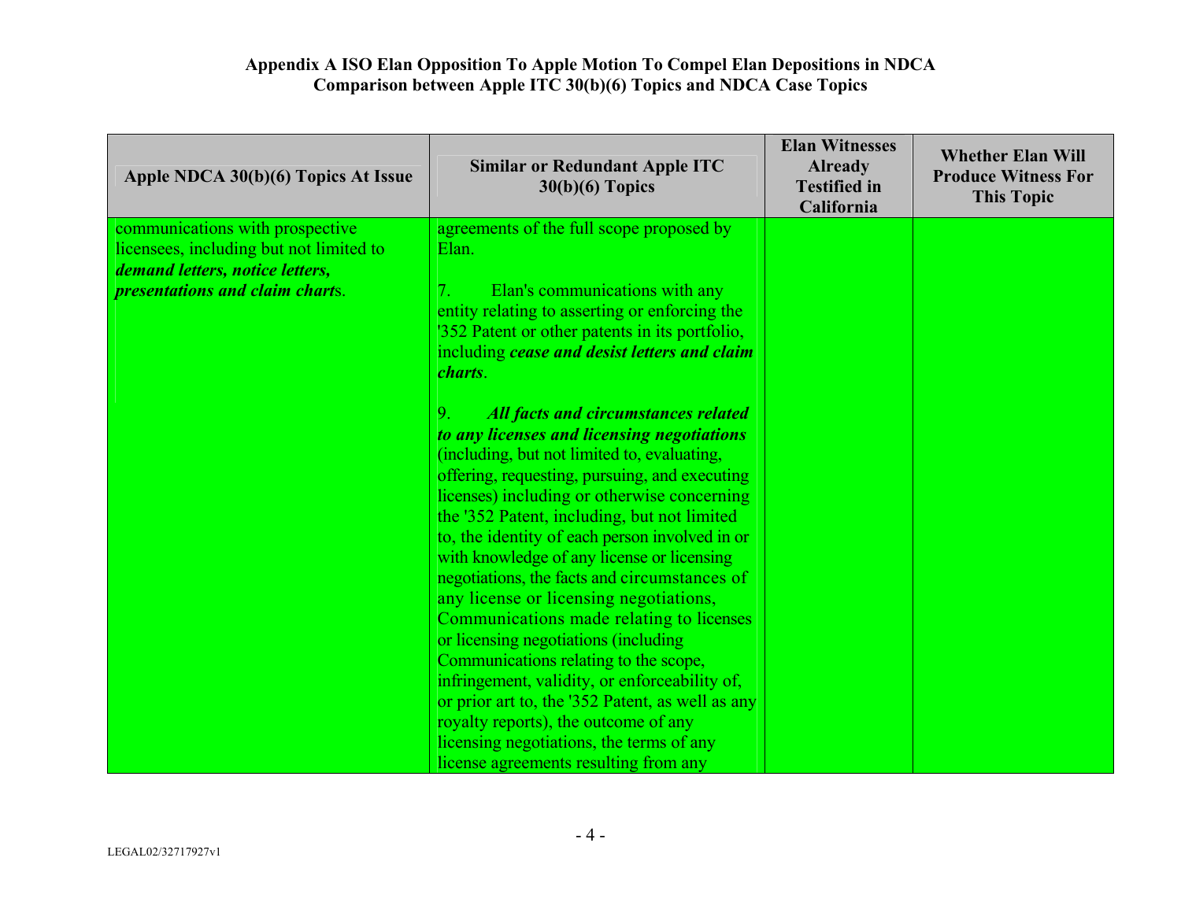**Appendix A ISO Elan Opposition To Apple Motion To Compel Elan Depositions in NDCA**
**Comparison between Apple ITC 30(b)(6) Topics and NDCA Case Topics**

| Apple NDCA 30(b)(6) Topics At Issue | Similar or Redundant Apple ITC 30(b)(6) Topics | Elan Witnesses Already Testified in California | Whether Elan Will Produce Witness For This Topic |
|---|---|---|---|
| communications with prospective licensees, including but not limited to ***demand letters, notice letters, presentations and claim chart***s. | agreements of the full scope proposed by Elan.<br><br>7. Elan's communications with any entity relating to asserting or enforcing the '352 Patent or other patents in its portfolio, including ***cease and desist letters and claim charts***.<br><br>9. ***All facts and circumstances related to any licenses and licensing negotiations*** (including, but not limited to, evaluating, offering, requesting, pursuing, and executing licenses) including or otherwise concerning the '352 Patent, including, but not limited to, the identity of each person involved in or with knowledge of any license or licensing negotiations, the facts and circumstances of any license or licensing negotiations, Communications made relating to licenses or licensing negotiations (including Communications relating to the scope, infringement, validity, or enforceability of, or prior art to, the '352 Patent, as well as any royalty reports), the outcome of any licensing negotiations, the terms of any license agreements resulting from any | | |

LEGAL02/32717927v1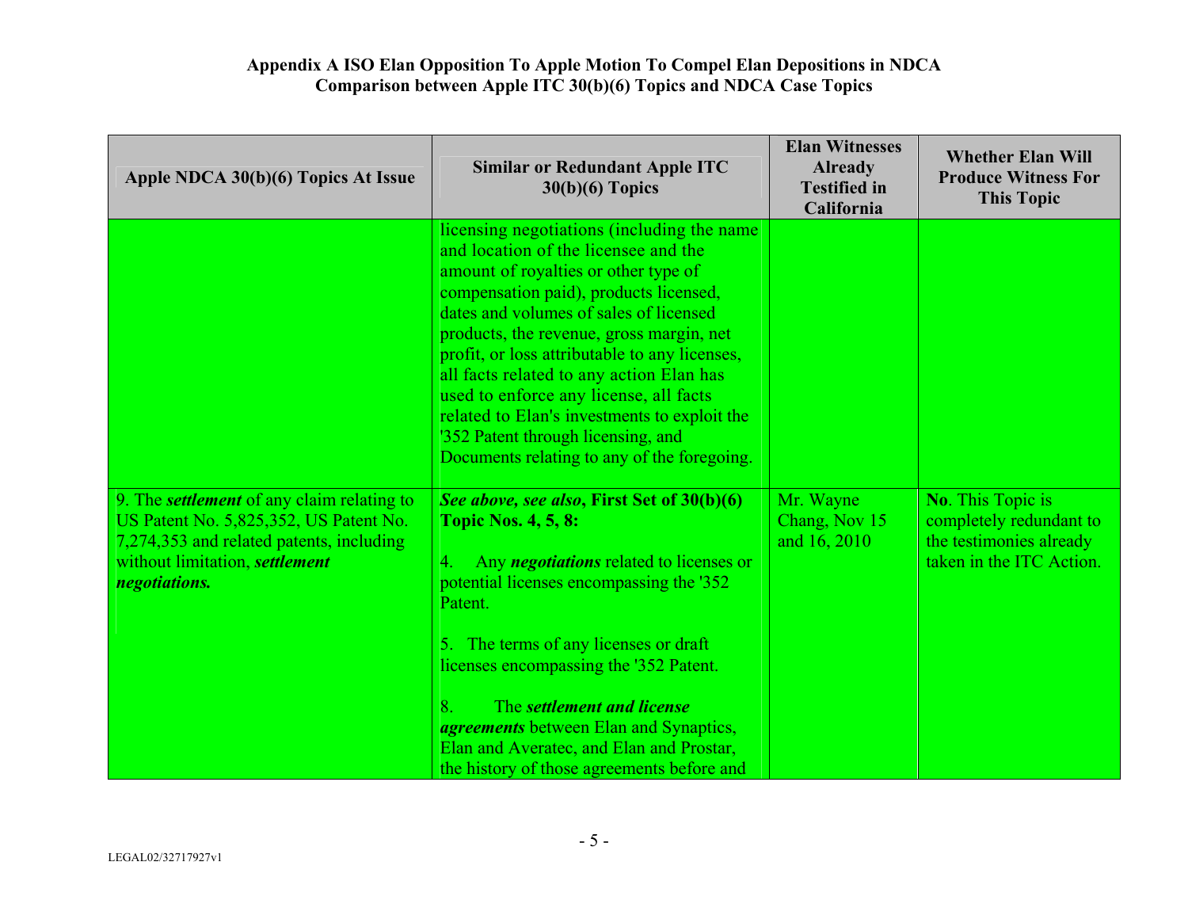**Appendix A ISO Elan Opposition To Apple Motion To Compel Elan Depositions in NDCA**
**Comparison between Apple ITC 30(b)(6) Topics and NDCA Case Topics**

| Apple NDCA 30(b)(6) Topics At Issue | Similar or Redundant Apple ITC 30(b)(6) Topics | Elan Witnesses Already Testified in California | Whether Elan Will Produce Witness For This Topic |
|---|---|---|---|
| | licensing negotiations (including the name and location of the licensee and the amount of royalties or other type of compensation paid), products licensed, dates and volumes of sales of licensed products, the revenue, gross margin, net profit, or loss attributable to any licenses, all facts related to any action Elan has used to enforce any license, all facts related to Elan's investments to exploit the '352 Patent through licensing, and Documents relating to any of the foregoing. | | |
| 9. The ***settlement*** of any claim relating to US Patent No. 5,825,352, US Patent No. 7,274,353 and related patents, including without limitation, ***settlement negotiations.*** | ***See above, see also*, First Set of 30(b)(6) Topic Nos. 4, 5, 8:**<br><br>4. Any ***negotiations*** related to licenses or potential licenses encompassing the '352 Patent.<br><br>5. The terms of any licenses or draft licenses encompassing the '352 Patent.<br><br>8. The ***settlement and license agreements*** between Elan and Synaptics, Elan and Averatec, and Elan and Prostar, the history of those agreements before and | Mr. Wayne Chang, Nov 15 and 16, 2010 | **No**. This Topic is completely redundant to the testimonies already taken in the ITC Action. |

LEGAL02/32717927v1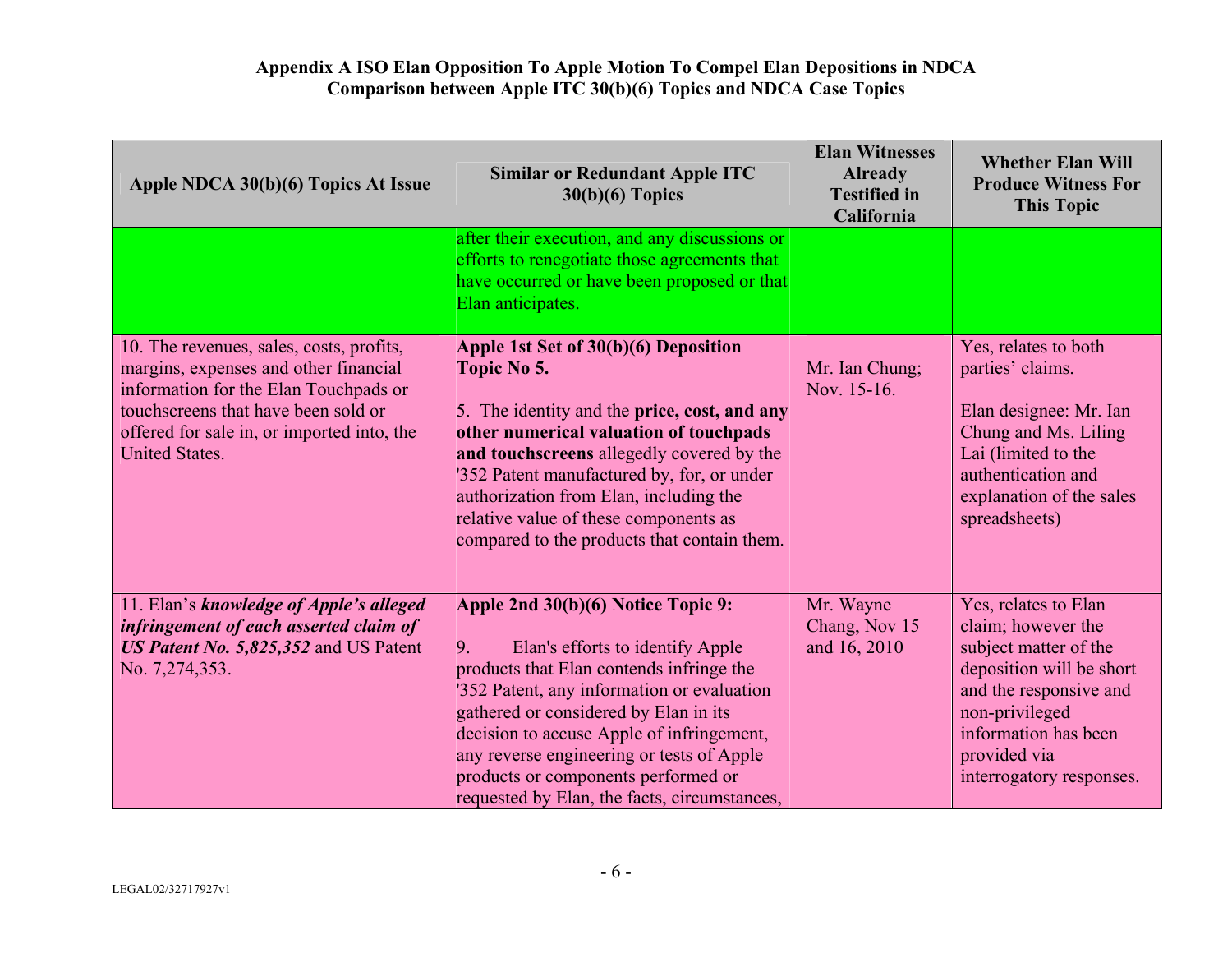**Appendix A ISO Elan Opposition To Apple Motion To Compel Elan Depositions in NDCA**
**Comparison between Apple ITC 30(b)(6) Topics and NDCA Case Topics**

| Apple NDCA 30(b)(6) Topics At Issue | Similar or Redundant Apple ITC 30(b)(6) Topics | Elan Witnesses Already Testified in California | Whether Elan Will Produce Witness For This Topic |
|---|---|---|---|
| | after their execution, and any discussions or efforts to renegotiate those agreements that have occurred or have been proposed or that Elan anticipates. | | |
| 10. The revenues, sales, costs, profits, margins, expenses and other financial information for the Elan Touchpads or touchscreens that have been sold or offered for sale in, or imported into, the United States. | **Apple 1st Set of 30(b)(6) Deposition Topic No 5.**<br><br>5. The identity and the **price, cost, and any other numerical valuation of touchpads and touchscreens** allegedly covered by the '352 Patent manufactured by, for, or under authorization from Elan, including the relative value of these components as compared to the products that contain them. | Mr. Ian Chung; Nov. 15-16. | Yes, relates to both parties' claims.<br><br>Elan designee: Mr. Ian Chung and Ms. Liling Lai (limited to the authentication and explanation of the sales spreadsheets) |
| 11. Elan's ***knowledge of Apple's alleged infringement of each asserted claim of US Patent No. 5,825,352*** and US Patent No. 7,274,353. | **Apple 2nd 30(b)(6) Notice Topic 9:**<br><br>9. Elan's efforts to identify Apple products that Elan contends infringe the '352 Patent, any information or evaluation gathered or considered by Elan in its decision to accuse Apple of infringement, any reverse engineering or tests of Apple products or components performed or requested by Elan, the facts, circumstances, | Mr. Wayne Chang, Nov 15 and 16, 2010 | Yes, relates to Elan claim; however the subject matter of the deposition will be short and the responsive and non-privileged information has been provided via interrogatory responses. |

LEGAL02/32717927v1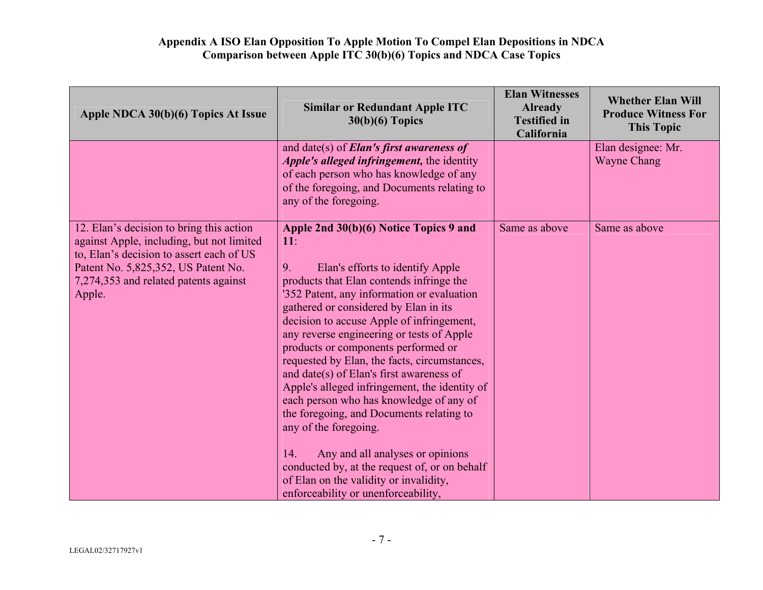**Appendix A ISO Elan Opposition To Apple Motion To Compel Elan Depositions in NDCA**
**Comparison between Apple ITC 30(b)(6) Topics and NDCA Case Topics**

| Apple NDCA 30(b)(6) Topics At Issue | Similar or Redundant Apple ITC 30(b)(6) Topics | Elan Witnesses Already Testified in California | Whether Elan Will Produce Witness For This Topic |
|---|---|---|---|
| | and date(s) of ***Elan's first awareness of Apple's alleged infringement,*** the identity of each person who has knowledge of any of the foregoing, and Documents relating to any of the foregoing. | | Elan designee: Mr. Wayne Chang |
| 12. Elan's decision to bring this action against Apple, including, but not limited to, Elan's decision to assert each of US Patent No. 5,825,352, US Patent No. 7,274,353 and related patents against Apple. | **Apple 2nd 30(b)(6) Notice Topics 9 and 11**:<br><br>9. Elan's efforts to identify Apple products that Elan contends infringe the '352 Patent, any information or evaluation gathered or considered by Elan in its decision to accuse Apple of infringement, any reverse engineering or tests of Apple products or components performed or requested by Elan, the facts, circumstances, and date(s) of Elan's first awareness of Apple's alleged infringement, the identity of each person who has knowledge of any of the foregoing, and Documents relating to any of the foregoing.<br><br>14. Any and all analyses or opinions conducted by, at the request of, or on behalf of Elan on the validity or invalidity, enforceability or unenforceability, | Same as above | Same as above |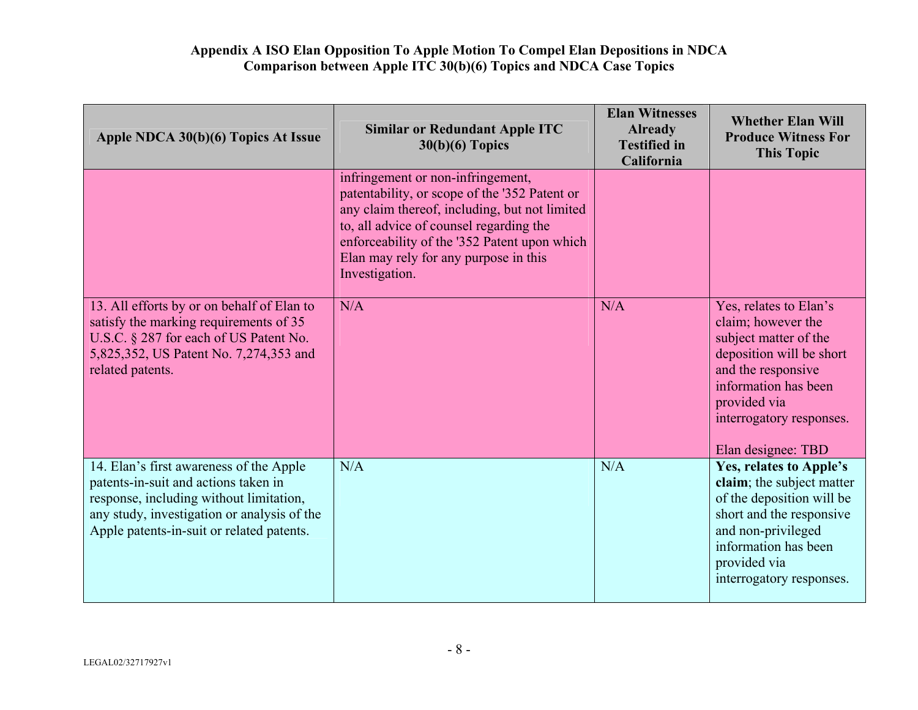**Appendix A ISO Elan Opposition To Apple Motion To Compel Elan Depositions in NDCA**
**Comparison between Apple ITC 30(b)(6) Topics and NDCA Case Topics**

| Apple NDCA 30(b)(6) Topics At Issue | Similar or Redundant Apple ITC 30(b)(6) Topics | Elan Witnesses Already Testified in California | Whether Elan Will Produce Witness For This Topic |
|---|---|---|---|
| | infringement or non-infringement, patentability, or scope of the '352 Patent or any claim thereof, including, but not limited to, all advice of counsel regarding the enforceability of the '352 Patent upon which Elan may rely for any purpose in this Investigation. | | |
| 13. All efforts by or on behalf of Elan to satisfy the marking requirements of 35 U.S.C. § 287 for each of US Patent No. 5,825,352, US Patent No. 7,274,353 and related patents. | N/A | N/A | Yes, relates to Elan's claim; however the subject matter of the deposition will be short and the responsive information has been provided via interrogatory responses.<br><br>Elan designee: TBD |
| 14. Elan's first awareness of the Apple patents-in-suit and actions taken in response, including without limitation, any study, investigation or analysis of the Apple patents-in-suit or related patents. | N/A | N/A | **Yes, relates to Apple's claim**; the subject matter of the deposition will be short and the responsive and non-privileged information has been provided via interrogatory responses. |

LEGAL02/32717927v1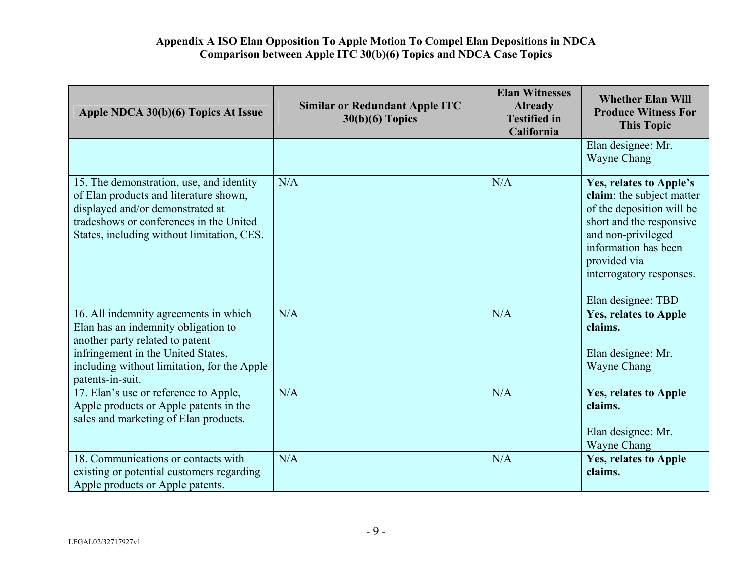**Appendix A ISO Elan Opposition To Apple Motion To Compel Elan Depositions in NDCA**
**Comparison between Apple ITC 30(b)(6) Topics and NDCA Case Topics**

| Apple NDCA 30(b)(6) Topics At Issue | Similar or Redundant Apple ITC 30(b)(6) Topics | Elan Witnesses Already Testified in California | Whether Elan Will Produce Witness For This Topic |
|---|---|---|---|
| | | | Elan designee: Mr. Wayne Chang |
| 15. The demonstration, use, and identity of Elan products and literature shown, displayed and/or demonstrated at tradeshows or conferences in the United States, including without limitation, CES. | N/A | N/A | **Yes, relates to Apple's claim**; the subject matter of the deposition will be short and the responsive and non-privileged information has been provided via interrogatory responses.<br><br>Elan designee: TBD |
| 16. All indemnity agreements in which Elan has an indemnity obligation to another party related to patent infringement in the United States, including without limitation, for the Apple patents-in-suit. | N/A | N/A | **Yes, relates to Apple claims.**<br><br>Elan designee: Mr. Wayne Chang |
| 17. Elan's use or reference to Apple, Apple products or Apple patents in the sales and marketing of Elan products. | N/A | N/A | **Yes, relates to Apple claims.**<br><br>Elan designee: Mr. Wayne Chang |
| 18. Communications or contacts with existing or potential customers regarding Apple products or Apple patents. | N/A | N/A | **Yes, relates to Apple claims.** |

LEGAL02/32717927v1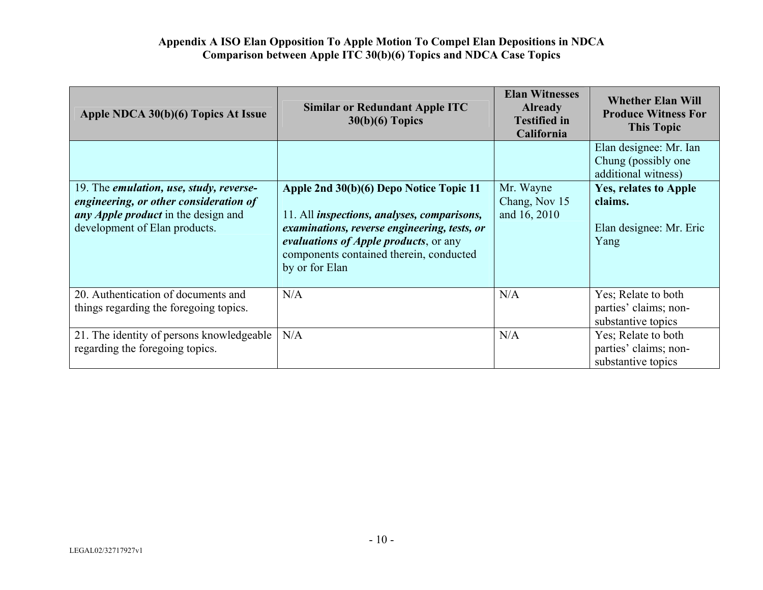**Appendix A ISO Elan Opposition To Apple Motion To Compel Elan Depositions in NDCA**
**Comparison between Apple ITC 30(b)(6) Topics and NDCA Case Topics**

| Apple NDCA 30(b)(6) Topics At Issue | Similar or Redundant Apple ITC 30(b)(6) Topics | Elan Witnesses Already Testified in California | Whether Elan Will Produce Witness For This Topic |
|---|---|---|---|
| | | | Elan designee: Mr. Ian Chung (possibly one additional witness) |
| 19. The ***emulation, use, study, reverse-engineering, or other consideration of any Apple product*** in the design and development of Elan products. | **Apple 2nd 30(b)(6) Depo Notice Topic 11**<br><br>11. All ***inspections, analyses, comparisons, examinations, reverse engineering, tests, or evaluations of Apple products***, or any components contained therein, conducted by or for Elan | Mr. Wayne Chang, Nov 15 and 16, 2010 | **Yes, relates to Apple claims.**<br><br>Elan designee: Mr. Eric Yang |
| 20. Authentication of documents and things regarding the foregoing topics. | N/A | N/A | Yes; Relate to both parties' claims; non-substantive topics |
| 21. The identity of persons knowledgeable regarding the foregoing topics. | N/A | N/A | Yes; Relate to both parties' claims; non-substantive topics |

LEGAL02/32717927v1